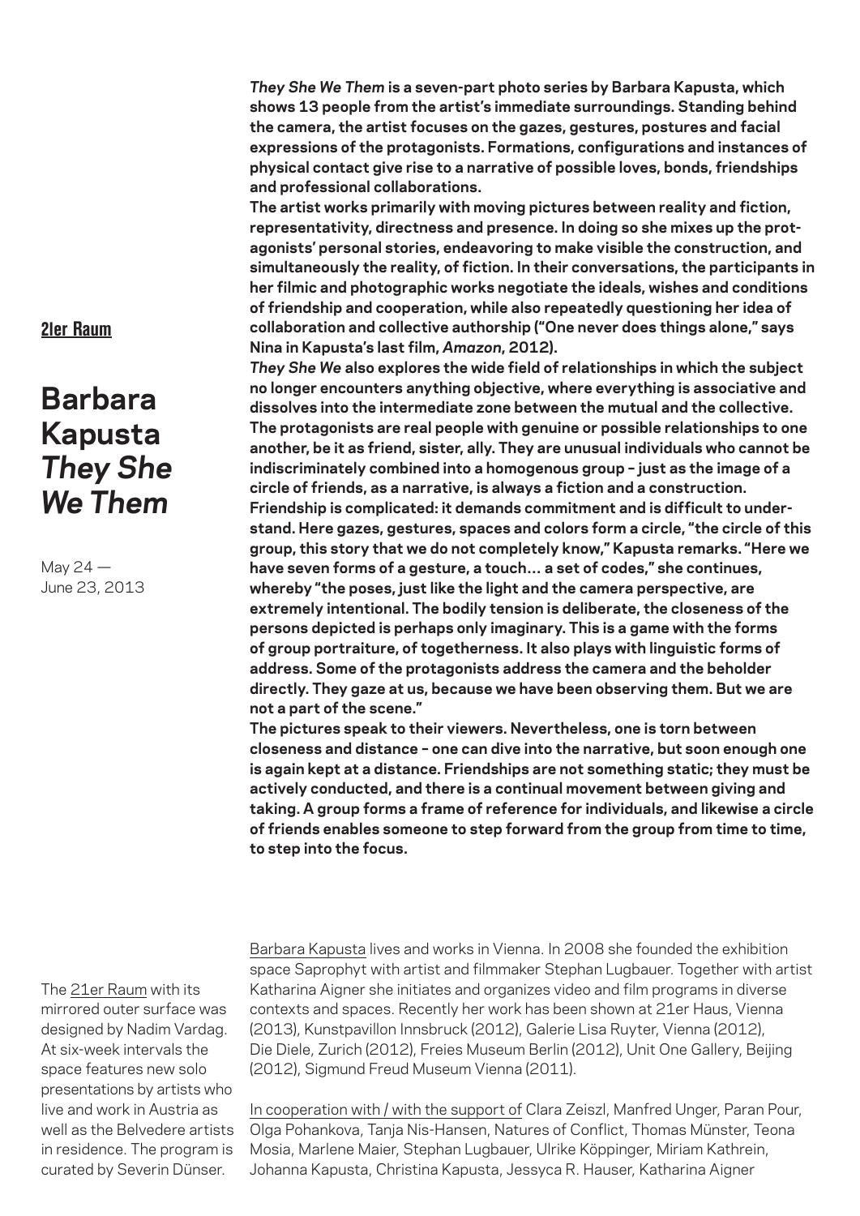21er Raum

# Barbara Kapusta *They She We Them*

May 24 — June 23, 2013

***They She We Them* is a seven-part photo series by Barbara Kapusta, which shows 13 people from the artist's immediate surroundings. Standing behind the camera, the artist focuses on the gazes, gestures, postures and facial expressions of the protagonists. Formations, configurations and instances of physical contact give rise to a narrative of possible loves, bonds, friendships and professional collaborations.**

**The artist works primarily with moving pictures between reality and fiction, representativity, directness and presence. In doing so she mixes up the protagonists' personal stories, endeavoring to make visible the construction, and simultaneously the reality, of fiction. In their conversations, the participants in her filmic and photographic works negotiate the ideals, wishes and conditions of friendship and cooperation, while also repeatedly questioning her idea of collaboration and collective authorship ("One never does things alone," says Nina in Kapusta's last film, *Amazon*, 2012).**

***They She We* also explores the wide field of relationships in which the subject no longer encounters anything objective, where everything is associative and dissolves into the intermediate zone between the mutual and the collective. The protagonists are real people with genuine or possible relationships to one another, be it as friend, sister, ally. They are unusual individuals who cannot be indiscriminately combined into a homogenous group – just as the image of a circle of friends, as a narrative, is always a fiction and a construction. Friendship is complicated: it demands commitment and is difficult to understand. Here gazes, gestures, spaces and colors form a circle, "the circle of this group, this story that we do not completely know," Kapusta remarks. "Here we have seven forms of a gesture, a touch… a set of codes," she continues, whereby "the poses, just like the light and the camera perspective, are extremely intentional. The bodily tension is deliberate, the closeness of the persons depicted is perhaps only imaginary. This is a game with the forms of group portraiture, of togetherness. It also plays with linguistic forms of address. Some of the protagonists address the camera and the beholder directly. They gaze at us, because we have been observing them. But we are not a part of the scene."**

**The pictures speak to their viewers. Nevertheless, one is torn between closeness and distance – one can dive into the narrative, but soon enough one is again kept at a distance. Friendships are not something static; they must be actively conducted, and there is a continual movement between giving and taking. A group forms a frame of reference for individuals, and likewise a circle of friends enables someone to step forward from the group from time to time, to step into the focus.**

The 21er Raum with its mirrored outer surface was designed by Nadim Vardag. At six-week intervals the space features new solo presentations by artists who live and work in Austria as well as the Belvedere artists in residence. The program is curated by Severin Dünser.

Barbara Kapusta lives and works in Vienna. In 2008 she founded the exhibition space Saprophyt with artist and filmmaker Stephan Lugbauer. Together with artist Katharina Aigner she initiates and organizes video and film programs in diverse contexts and spaces. Recently her work has been shown at 21er Haus, Vienna (2013), Kunstpavillon Innsbruck (2012), Galerie Lisa Ruyter, Vienna (2012), Die Diele, Zurich (2012), Freies Museum Berlin (2012), Unit One Gallery, Beijing (2012), Sigmund Freud Museum Vienna (2011).

In cooperation with / with the support of Clara Zeiszl, Manfred Unger, Paran Pour, Olga Pohankova, Tanja Nis-Hansen, Natures of Conflict, Thomas Münster, Teona Mosia, Marlene Maier, Stephan Lugbauer, Ulrike Köppinger, Miriam Kathrein, Johanna Kapusta, Christina Kapusta, Jessyca R. Hauser, Katharina Aigner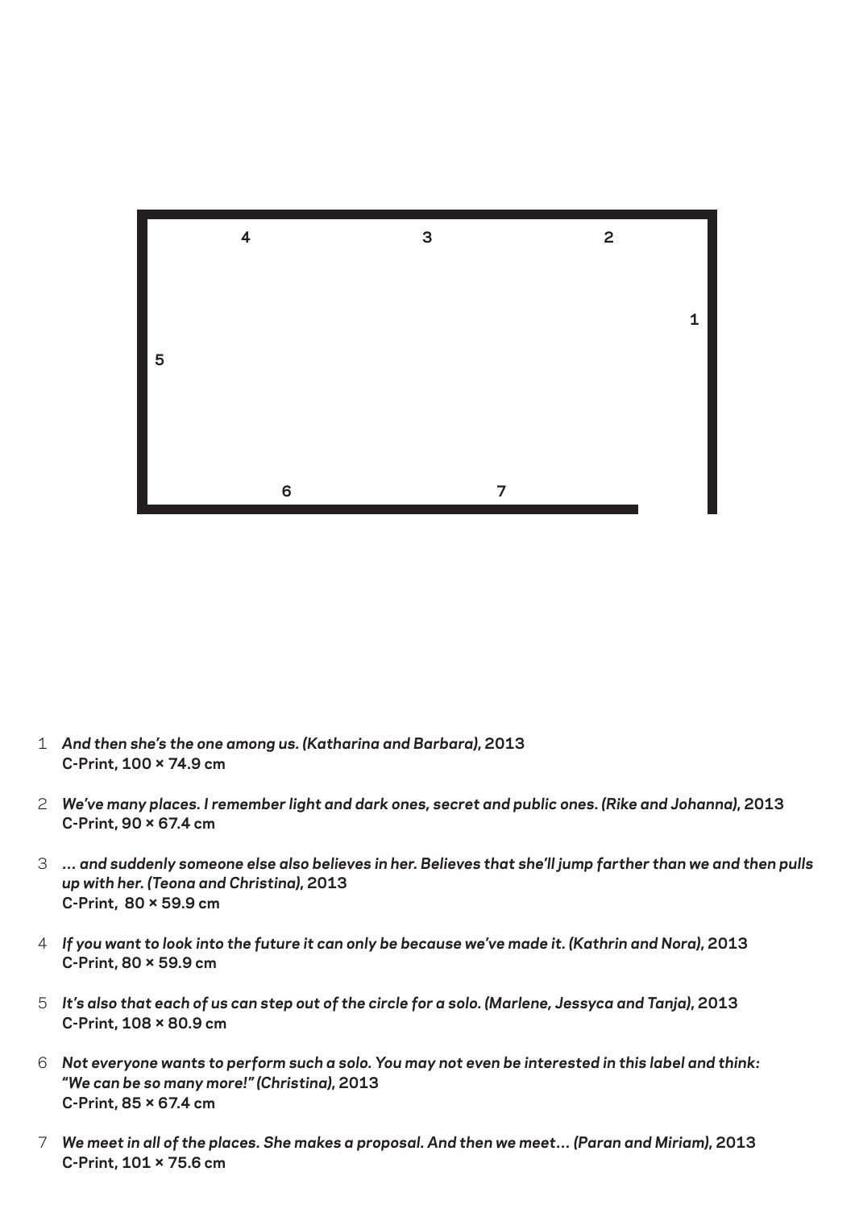4

3

2

1

5

6

7

1 ***And then she's the one among us. (Katharina and Barbara)*, 2013**
**C-Print, 100 × 74.9 cm**

2 ***We've many places. I remember light and dark ones, secret and public ones. (Rike and Johanna)*, 2013**
**C-Print, 90 × 67.4 cm**

3 ***… and suddenly someone else also believes in her. Believes that she'll jump farther than we and then pulls up with her. (Teona and Christina)*, 2013**
**C-Print, 80 × 59.9 cm**

4 ***If you want to look into the future it can only be because we've made it. (Kathrin and Nora)*, 2013**
**C-Print, 80 × 59.9 cm**

5 ***It's also that each of us can step out of the circle for a solo. (Marlene, Jessyca and Tanja)*, 2013**
**C-Print, 108 × 80.9 cm**

6 ***Not everyone wants to perform such a solo. You may not even be interested in this label and think: "We can be so many more!" (Christina)*, 2013**
**C-Print, 85 × 67.4 cm**

7 ***We meet in all of the places. She makes a proposal. And then we meet… (Paran and Miriam)*, 2013**
**C-Print, 101 × 75.6 cm**